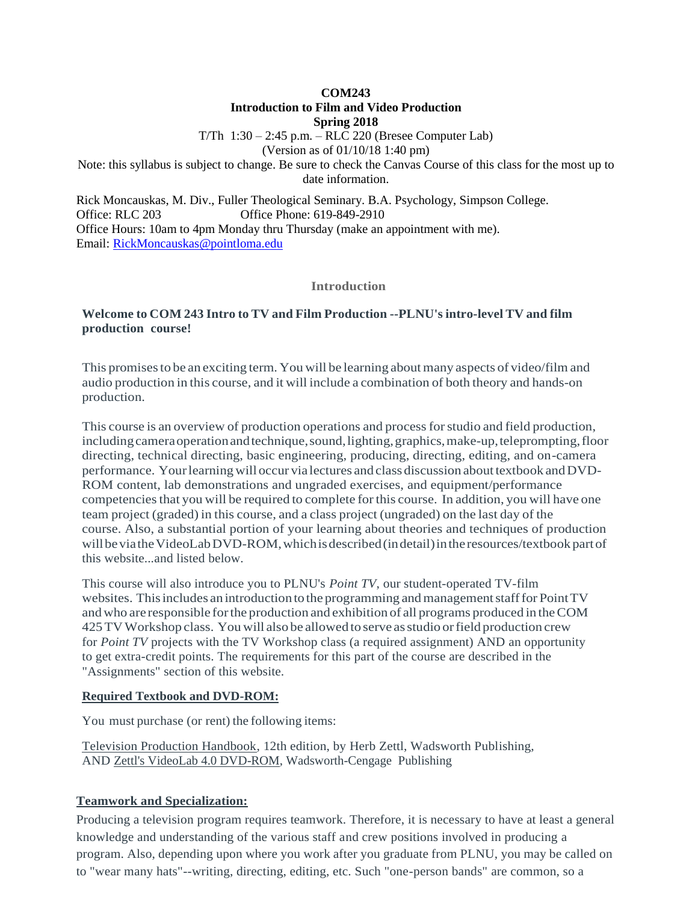**COM243**
**Introduction to Film and Video Production**
**Spring 2018**

T/Th 1:30 – 2:45 p.m. – RLC 220 (Bresee Computer Lab)
(Version as of 01/10/18 1:40 pm)

Note: this syllabus is subject to change. Be sure to check the Canvas Course of this class for the most up to date information.

Rick Moncauskas, M. Div., Fuller Theological Seminary. B.A. Psychology, Simpson College.
Office: RLC 203 Office Phone: 619-849-2910
Office Hours: 10am to 4pm Monday thru Thursday (make an appointment with me).
Email: [RickMoncauskas@pointloma.edu](mailto:RickMoncauskas@pointloma.edu)

## Introduction

**Welcome to COM 243 Intro to TV and Film Production --PLNU's intro-level TV and film production course!**

This promises to be an exciting term. You will be learning about many aspects of video/film and audio production in this course, and it will include a combination of both theory and hands-on production.

This course is an overview of production operations and process for studio and field production, including camera operation and technique, sound, lighting, graphics, make-up, teleprompting, floor directing, technical directing, basic engineering, producing, directing, editing, and on-camera performance. Your learning will occur via lectures and class discussion about textbook and DVD-ROM content, lab demonstrations and ungraded exercises, and equipment/performance competencies that you will be required to complete for this course. In addition, you will have one team project (graded) in this course, and a class project (ungraded) on the last day of the course. Also, a substantial portion of your learning about theories and techniques of production will be via the VideoLab DVD-ROM, which is described (in detail) in the resources/textbook part of this website...and listed below.

This course will also introduce you to PLNU's *Point TV*, our student-operated TV-film websites. This includes an introduction to the programming and management staff for Point TV and who are responsible for the production and exhibition of all programs produced in the COM 425 TV Workshop class. You will also be allowed to serve as studio or field production crew for *Point TV* projects with the TV Workshop class (a required assignment) AND an opportunity to get extra-credit points. The requirements for this part of the course are described in the "Assignments" section of this website.

**Required Textbook and DVD-ROM:**

You must purchase (or rent) the following items:

Television Production Handbook, 12th edition, by Herb Zettl, Wadsworth Publishing,
AND Zettl's VideoLab 4.0 DVD-ROM, Wadsworth-Cengage Publishing

### Teamwork and Specialization:

Producing a television program requires teamwork. Therefore, it is necessary to have at least a general knowledge and understanding of the various staff and crew positions involved in producing a program. Also, depending upon where you work after you graduate from PLNU, you may be called on to "wear many hats"--writing, directing, editing, etc. Such "one-person bands" are common, so a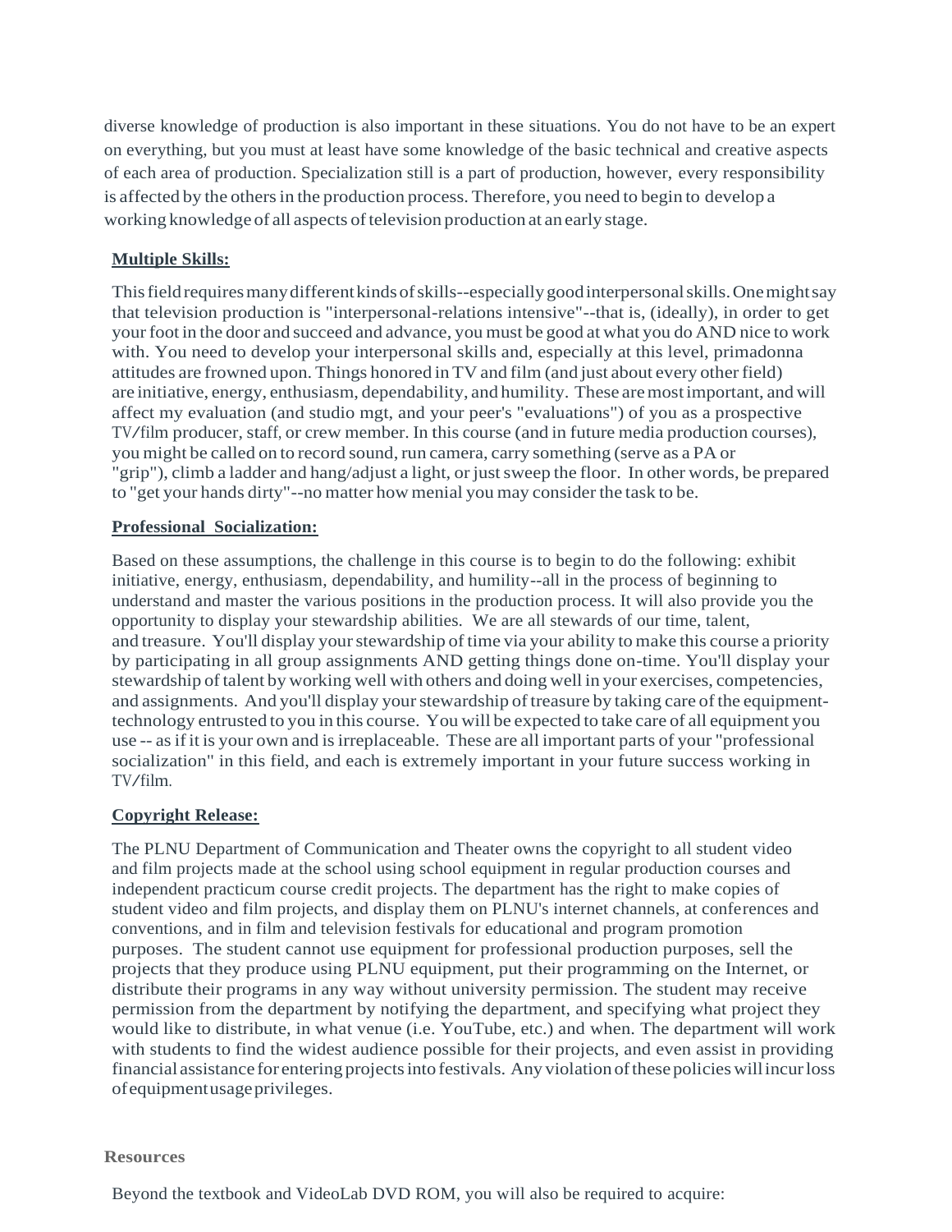diverse knowledge of production is also important in these situations. You do not have to be an expert on everything, but you must at least have some knowledge of the basic technical and creative aspects of each area of production. Specialization still is a part of production, however, every responsibility is affected by the others in the production process. Therefore, you need to begin to develop a working knowledge of all aspects of television production at an early stage.

**Multiple Skills:**

This field requires many different kinds of skills--especially good interpersonal skills. One might say that television production is "interpersonal-relations intensive"--that is, (ideally), in order to get your foot in the door and succeed and advance, you must be good at what you do AND nice to work with. You need to develop your interpersonal skills and, especially at this level, primadonna attitudes are frowned upon. Things honored in TV and film (and just about every other field) are initiative, energy, enthusiasm, dependability, and humility. These are most important, and will affect my evaluation (and studio mgt, and your peer's "evaluations") of you as a prospective TV/film producer, staff, or crew member. In this course (and in future media production courses), you might be called on to record sound, run camera, carry something (serve as a PA or "grip"), climb a ladder and hang/adjust a light, or just sweep the floor. In other words, be prepared to "get your hands dirty"--no matter how menial you may consider the task to be.

**Professional Socialization:**

Based on these assumptions, the challenge in this course is to begin to do the following: exhibit initiative, energy, enthusiasm, dependability, and humility--all in the process of beginning to understand and master the various positions in the production process. It will also provide you the opportunity to display your stewardship abilities. We are all stewards of our time, talent, and treasure. You'll display your stewardship of time via your ability to make this course a priority by participating in all group assignments AND getting things done on-time. You'll display your stewardship of talent by working well with others and doing well in your exercises, competencies, and assignments. And you'll display your stewardship of treasure by taking care of the equipment-technology entrusted to you in this course. You will be expected to take care of all equipment you use -- as if it is your own and is irreplaceable. These are all important parts of your "professional socialization" in this field, and each is extremely important in your future success working in TV/film.

**Copyright Release:**

The PLNU Department of Communication and Theater owns the copyright to all student video and film projects made at the school using school equipment in regular production courses and independent practicum course credit projects. The department has the right to make copies of student video and film projects, and display them on PLNU's internet channels, at conferences and conventions, and in film and television festivals for educational and program promotion purposes. The student cannot use equipment for professional production purposes, sell the projects that they produce using PLNU equipment, put their programming on the Internet, or distribute their programs in any way without university permission. The student may receive permission from the department by notifying the department, and specifying what project they would like to distribute, in what venue (i.e. YouTube, etc.) and when. The department will work with students to find the widest audience possible for their projects, and even assist in providing financial assistance for entering projects into festivals. Any violation of these policies will incur loss of equipment usage privileges.

**Resources**

Beyond the textbook and VideoLab DVD ROM, you will also be required to acquire: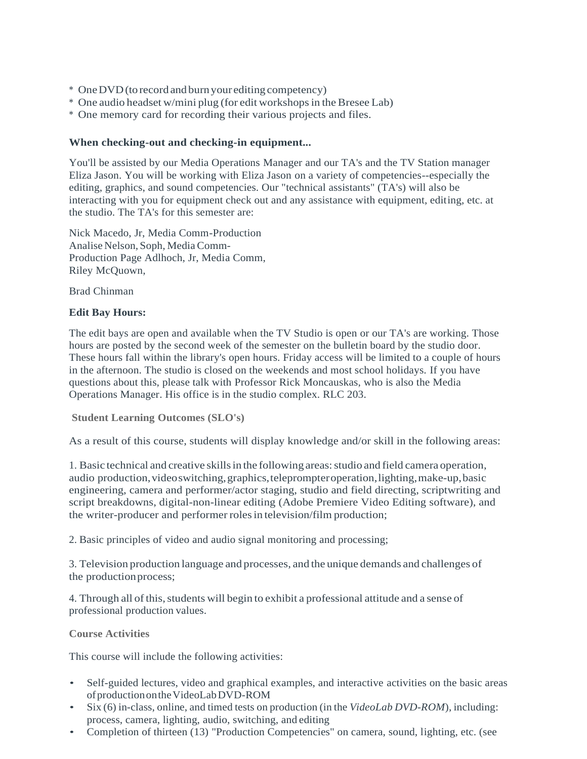* One DVD (to record and burn your editing competency)
* One audio headset w/mini plug (for edit workshops in the Bresee Lab)
* One memory card for recording their various projects and files.

**When checking-out and checking-in equipment...**

You'll be assisted by our Media Operations Manager and our TA's and the TV Station manager Eliza Jason. You will be working with Eliza Jason on a variety of competencies--especially the editing, graphics, and sound competencies. Our "technical assistants" (TA's) will also be interacting with you for equipment check out and any assistance with equipment, editing, etc. at the studio. The TA's for this semester are:

Nick Macedo, Jr, Media Comm-Production
Analise Nelson, Soph, Media Comm-Production
Page Adlhoch, Jr, Media Comm,
Riley McQuown,

Brad Chinman

**Edit Bay Hours:**

The edit bays are open and available when the TV Studio is open or our TA's are working. Those hours are posted by the second week of the semester on the bulletin board by the studio door. These hours fall within the library's open hours. Friday access will be limited to a couple of hours in the afternoon. The studio is closed on the weekends and most school holidays. If you have questions about this, please talk with Professor Rick Moncauskas, who is also the Media Operations Manager. His office is in the studio complex. RLC 203.

**Student Learning Outcomes (SLO's)**

As a result of this course, students will display knowledge and/or skill in the following areas:

1. Basic technical and creative skills in the following areas: studio and field camera operation, audio production, video switching, graphics, teleprompter operation, lighting, make-up, basic engineering, camera and performer/actor staging, studio and field directing, scriptwriting and script breakdowns, digital-non-linear editing (Adobe Premiere Video Editing software), and the writer-producer and performer roles in television/film production;

2. Basic principles of video and audio signal monitoring and processing;

3. Television production language and processes, and the unique demands and challenges of the production process;

4. Through all of this, students will begin to exhibit a professional attitude and a sense of professional production values.

**Course Activities**

This course will include the following activities:

- Self-guided lectures, video and graphical examples, and interactive activities on the basic areas of production on the VideoLab DVD-ROM
- Six (6) in-class, online, and timed tests on production (in the *VideoLab DVD-ROM*), including: process, camera, lighting, audio, switching, and editing
- Completion of thirteen (13) "Production Competencies" on camera, sound, lighting, etc. (see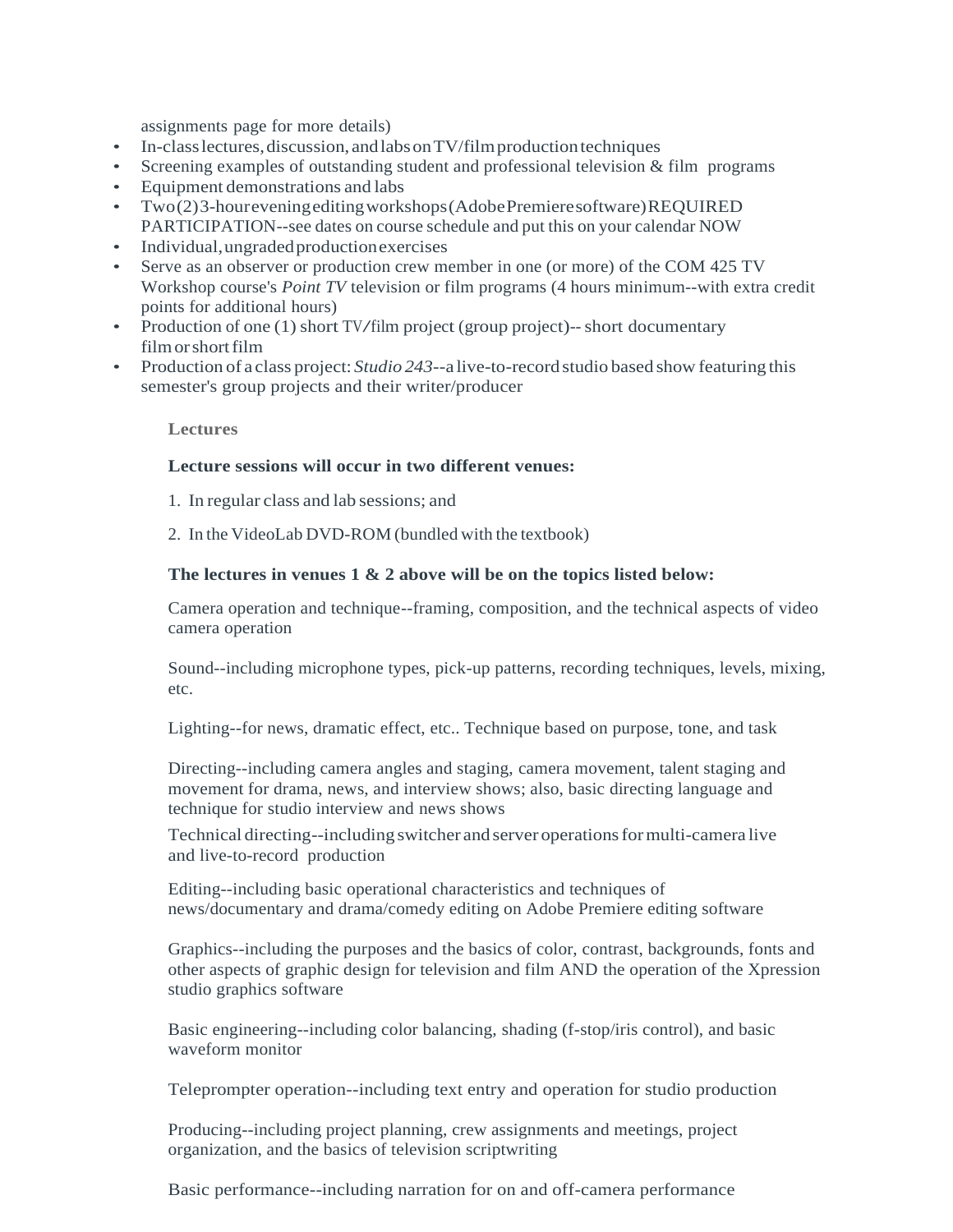assignments page for more details)

- In-class lectures, discussion, and labs on TV/film production techniques
- Screening examples of outstanding student and professional television & film programs
- Equipment demonstrations and labs
- Two (2) 3-hour evening editing workshops (Adobe Premiere software) REQUIRED PARTICIPATION--see dates on course schedule and put this on your calendar NOW
- Individual, ungraded production exercises
- Serve as an observer or production crew member in one (or more) of the COM 425 TV Workshop course's *Point TV* television or film programs (4 hours minimum--with extra credit points for additional hours)
- Production of one (1) short TV/film project (group project)-- short documentary film or short film
- Production of a class project: *Studio 243*--a live-to-record studio based show featuring this semester's group projects and their writer/producer

**Lectures**

**Lecture sessions will occur in two different venues:**

1. In regular class and lab sessions; and
2. In the VideoLab DVD-ROM (bundled with the textbook)

**The lectures in venues 1 & 2 above will be on the topics listed below:**

Camera operation and technique--framing, composition, and the technical aspects of video camera operation

Sound--including microphone types, pick-up patterns, recording techniques, levels, mixing, etc.

Lighting--for news, dramatic effect, etc.. Technique based on purpose, tone, and task

Directing--including camera angles and staging, camera movement, talent staging and movement for drama, news, and interview shows; also, basic directing language and technique for studio interview and news shows

Technical directing--including switcher and server operations for multi-camera live and live-to-record production

Editing--including basic operational characteristics and techniques of news/documentary and drama/comedy editing on Adobe Premiere editing software

Graphics--including the purposes and the basics of color, contrast, backgrounds, fonts and other aspects of graphic design for television and film AND the operation of the Xpression studio graphics software

Basic engineering--including color balancing, shading (f-stop/iris control), and basic waveform monitor

Teleprompter operation--including text entry and operation for studio production

Producing--including project planning, crew assignments and meetings, project organization, and the basics of television scriptwriting

Basic performance--including narration for on and off-camera performance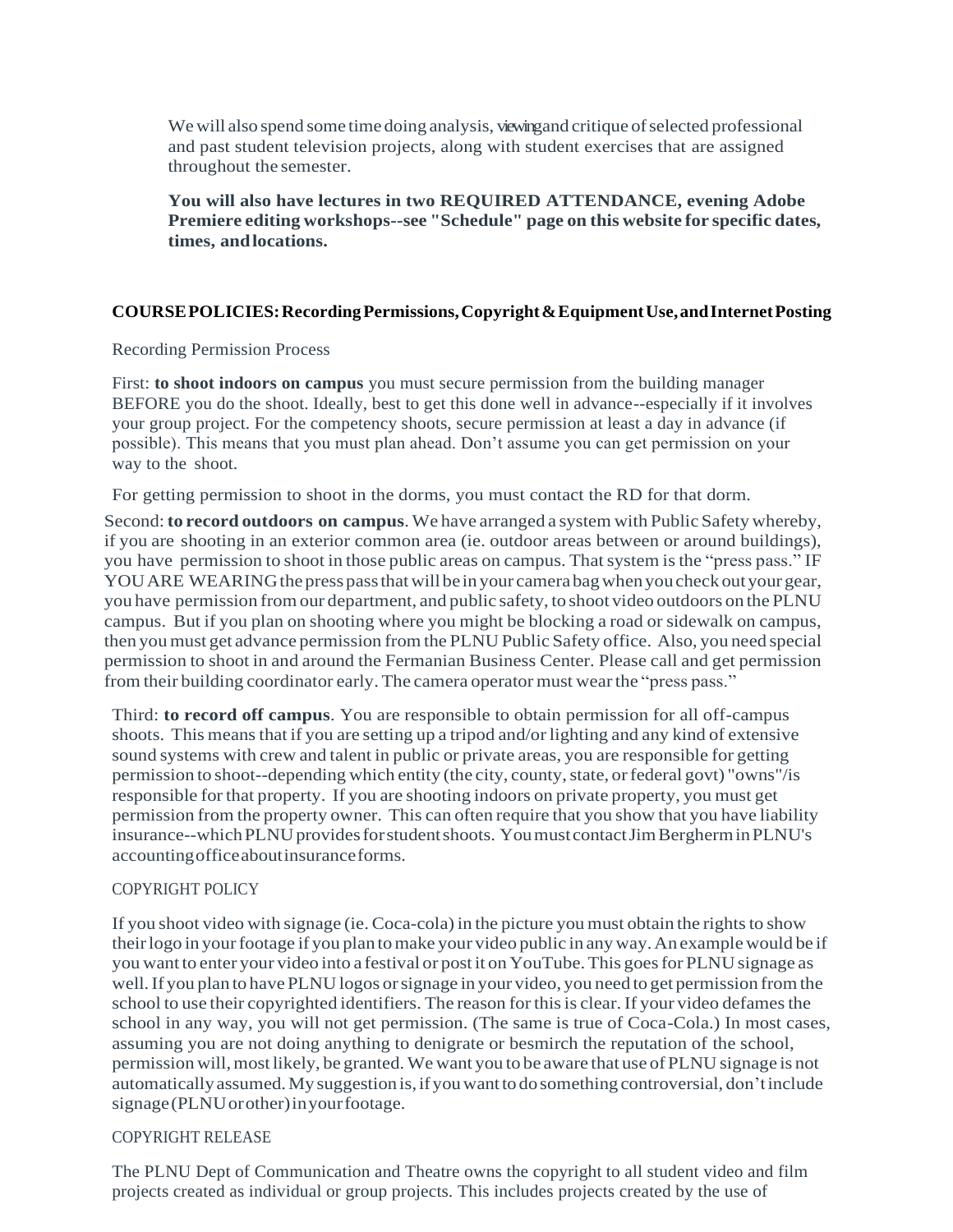We will also spend some time doing analysis, viewing and critique of selected professional and past student television projects, along with student exercises that are assigned throughout the semester.

**You will also have lectures in two REQUIRED ATTENDANCE, evening Adobe Premiere editing workshops--see "Schedule" page on this website for specific dates, times, and locations.**

## COURSE POLICIES: Recording Permissions, Copyright & Equipment Use, and Internet Posting

Recording Permission Process

First: **to shoot indoors on campus** you must secure permission from the building manager BEFORE you do the shoot. Ideally, best to get this done well in advance--especially if it involves your group project. For the competency shoots, secure permission at least a day in advance (if possible). This means that you must plan ahead. Don't assume you can get permission on your way to the shoot.

For getting permission to shoot in the dorms, you must contact the RD for that dorm.

Second: **to record outdoors on campus**. We have arranged a system with Public Safety whereby, if you are shooting in an exterior common area (ie. outdoor areas between or around buildings), you have permission to shoot in those public areas on campus. That system is the "press pass." IF YOU ARE WEARING the press pass that will be in your camera bag when you check out your gear, you have permission from our department, and public safety, to shoot video outdoors on the PLNU campus. But if you plan on shooting where you might be blocking a road or sidewalk on campus, then you must get advance permission from the PLNU Public Safety office. Also, you need special permission to shoot in and around the Fermanian Business Center. Please call and get permission from their building coordinator early. The camera operator must wear the "press pass."

Third: **to record off campus**. You are responsible to obtain permission for all off-campus shoots. This means that if you are setting up a tripod and/or lighting and any kind of extensive sound systems with crew and talent in public or private areas, you are responsible for getting permission to shoot--depending which entity (the city, county, state, or federal govt) "owns"/is responsible for that property. If you are shooting indoors on private property, you must get permission from the property owner. This can often require that you show that you have liability insurance--which PLNU provides for student shoots. You must contact Jim Bergherm in PLNU's accounting office about insurance forms.

### COPYRIGHT POLICY

If you shoot video with signage (ie. Coca-cola) in the picture you must obtain the rights to show their logo in your footage if you plan to make your video public in any way. An example would be if you want to enter your video into a festival or post it on YouTube. This goes for PLNU signage as well. If you plan to have PLNU logos or signage in your video, you need to get permission from the school to use their copyrighted identifiers. The reason for this is clear. If your video defames the school in any way, you will not get permission. (The same is true of Coca-Cola.) In most cases, assuming you are not doing anything to denigrate or besmirch the reputation of the school, permission will, most likely, be granted. We want you to be aware that use of PLNU signage is not automatically assumed. My suggestion is, if you want to do something controversial, don't include signage (PLNU or other) in your footage.

### COPYRIGHT RELEASE

The PLNU Dept of Communication and Theatre owns the copyright to all student video and film projects created as individual or group projects. This includes projects created by the use of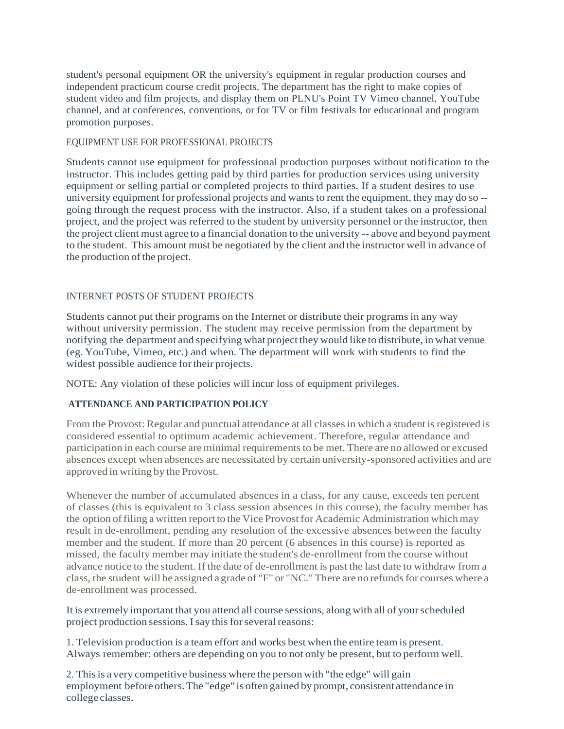student's personal equipment OR the university's equipment in regular production courses and independent practicum course credit projects. The department has the right to make copies of student video and film projects, and display them on PLNU's Point TV Vimeo channel, YouTube channel, and at conferences, conventions, or for TV or film festivals for educational and program promotion purposes.

EQUIPMENT USE FOR PROFESSIONAL PROJECTS

Students cannot use equipment for professional production purposes without notification to the instructor. This includes getting paid by third parties for production services using university equipment or selling partial or completed projects to third parties. If a student desires to use university equipment for professional projects and wants to rent the equipment, they may do so -- going through the request process with the instructor. Also, if a student takes on a professional project, and the project was referred to the student by university personnel or the instructor, then the project client must agree to a financial donation to the university -- above and beyond payment to the student. This amount must be negotiated by the client and the instructor well in advance of the production of the project.

INTERNET POSTS OF STUDENT PROJECTS

Students cannot put their programs on the Internet or distribute their programs in any way without university permission. The student may receive permission from the department by notifying the department and specifying what project they would like to distribute, in what venue (eg. YouTube, Vimeo, etc.) and when. The department will work with students to find the widest possible audience for their projects.

NOTE: Any violation of these policies will incur loss of equipment privileges.

**ATTENDANCE AND PARTICIPATION POLICY**

From the Provost: Regular and punctual attendance at all classes in which a student is registered is considered essential to optimum academic achievement. Therefore, regular attendance and participation in each course are minimal requirements to be met. There are no allowed or excused absences except when absences are necessitated by certain university-sponsored activities and are approved in writing by the Provost.

Whenever the number of accumulated absences in a class, for any cause, exceeds ten percent of classes (this is equivalent to 3 class session absences in this course), the faculty member has the option of filing a written report to the Vice Provost for Academic Administration which may result in de-enrollment, pending any resolution of the excessive absences between the faculty member and the student. If more than 20 percent (6 absences in this course) is reported as missed, the faculty member may initiate the student's de-enrollment from the course without advance notice to the student. If the date of de-enrollment is past the last date to withdraw from a class, the student will be assigned a grade of "F" or "NC." There are no refunds for courses where a de-enrollment was processed.

It is extremely important that you attend all course sessions, along with all of your scheduled project production sessions. I say this for several reasons:

1. Television production is a team effort and works best when the entire team is present. Always remember: others are depending on you to not only be present, but to perform well.

2. This is a very competitive business where the person with "the edge" will gain employment before others. The "edge" is often gained by prompt, consistent attendance in college classes.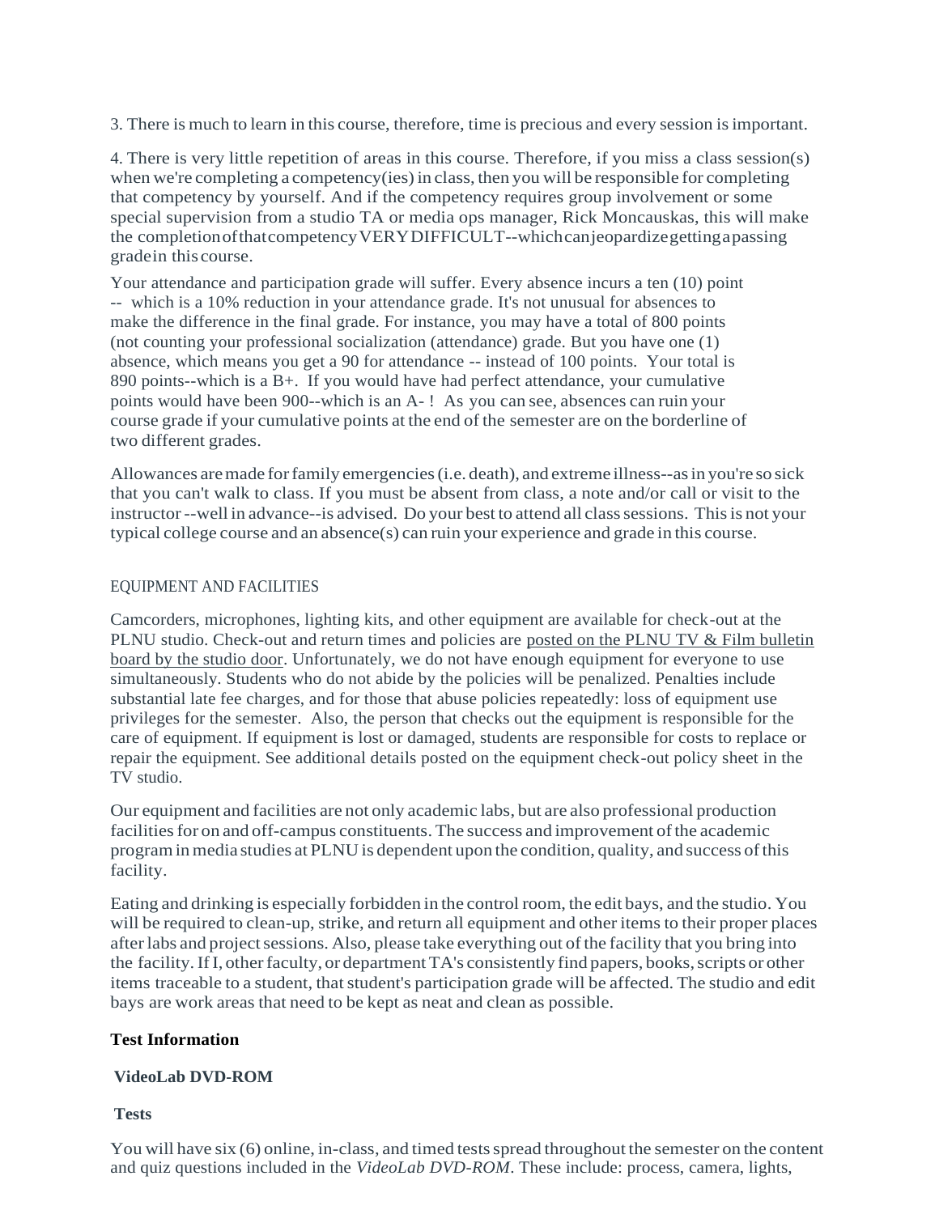3. There is much to learn in this course, therefore, time is precious and every session is important.

4. There is very little repetition of areas in this course. Therefore, if you miss a class session(s) when we're completing a competency(ies) in class, then you will be responsible for completing that competency by yourself. And if the competency requires group involvement or some special supervision from a studio TA or media ops manager, Rick Moncauskas, this will make the completion of that competency VERY DIFFICULT--which can jeopardize getting a passing grade in this course.

Your attendance and participation grade will suffer. Every absence incurs a ten (10) point -- which is a 10% reduction in your attendance grade. It's not unusual for absences to make the difference in the final grade. For instance, you may have a total of 800 points (not counting your professional socialization (attendance) grade. But you have one (1) absence, which means you get a 90 for attendance -- instead of 100 points. Your total is 890 points--which is a B+. If you would have had perfect attendance, your cumulative points would have been 900--which is an A- ! As you can see, absences can ruin your course grade if your cumulative points at the end of the semester are on the borderline of two different grades.

Allowances are made for family emergencies (i.e. death), and extreme illness--as in you're so sick that you can't walk to class. If you must be absent from class, a note and/or call or visit to the instructor --well in advance--is advised. Do your best to attend all class sessions. This is not your typical college course and an absence(s) can ruin your experience and grade in this course.

EQUIPMENT AND FACILITIES

Camcorders, microphones, lighting kits, and other equipment are available for check-out at the PLNU studio. Check-out and return times and policies are posted on the PLNU TV & Film bulletin board by the studio door. Unfortunately, we do not have enough equipment for everyone to use simultaneously. Students who do not abide by the policies will be penalized. Penalties include substantial late fee charges, and for those that abuse policies repeatedly: loss of equipment use privileges for the semester. Also, the person that checks out the equipment is responsible for the care of equipment. If equipment is lost or damaged, students are responsible for costs to replace or repair the equipment. See additional details posted on the equipment check-out policy sheet in the TV studio.

Our equipment and facilities are not only academic labs, but are also professional production facilities for on and off-campus constituents. The success and improvement of the academic program in media studies at PLNU is dependent upon the condition, quality, and success of this facility.

Eating and drinking is especially forbidden in the control room, the edit bays, and the studio. You will be required to clean-up, strike, and return all equipment and other items to their proper places after labs and project sessions. Also, please take everything out of the facility that you bring into the facility. If I, other faculty, or department TA's consistently find papers, books, scripts or other items traceable to a student, that student's participation grade will be affected. The studio and edit bays are work areas that need to be kept as neat and clean as possible.

**Test Information**

**VideoLab DVD-ROM**

**Tests**

You will have six (6) online, in-class, and timed tests spread throughout the semester on the content and quiz questions included in the *VideoLab DVD-ROM*. These include: process, camera, lights,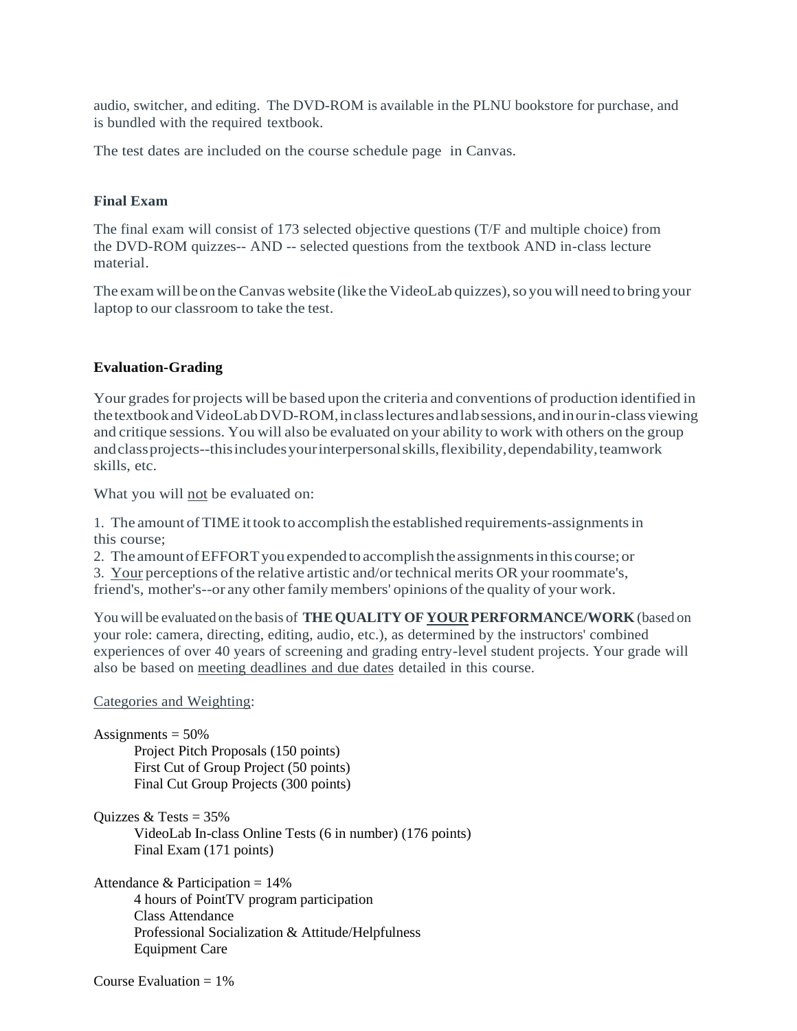audio, switcher, and editing. The DVD-ROM is available in the PLNU bookstore for purchase, and is bundled with the required textbook.

The test dates are included on the course schedule page in Canvas.

### Final Exam

The final exam will consist of 173 selected objective questions (T/F and multiple choice) from the DVD-ROM quizzes-- AND -- selected questions from the textbook AND in-class lecture material.

The exam will be on the Canvas website (like the VideoLab quizzes), so you will need to bring your laptop to our classroom to take the test.

### Evaluation-Grading

Your grades for projects will be based upon the criteria and conventions of production identified in the textbook and VideoLab DVD-ROM, in class lectures and lab sessions, and in our in-class viewing and critique sessions. You will also be evaluated on your ability to work with others on the group and class projects--this includes your interpersonal skills, flexibility, dependability, teamwork skills, etc.

What you will <u>not</u> be evaluated on:

1. The amount of TIME it took to accomplish the established requirements-assignments in this course;
2. The amount of EFFORT you expended to accomplish the assignments in this course; or
3. <u>Your</u> perceptions of the relative artistic and/or technical merits OR your roommate's, friend's, mother's--or any other family members' opinions of the quality of your work.

You will be evaluated on the basis of **THE QUALITY OF <u>YOUR</u> PERFORMANCE/WORK** (based on your role: camera, directing, editing, audio, etc.), as determined by the instructors' combined experiences of over 40 years of screening and grading entry-level student projects. Your grade will also be based on <u>meeting deadlines and due dates</u> detailed in this course.

<u>Categories and Weighting</u>:

Assignments = 50%
- Project Pitch Proposals (150 points)
- First Cut of Group Project (50 points)
- Final Cut Group Projects (300 points)

Quizzes & Tests = 35%
- VideoLab In-class Online Tests (6 in number) (176 points)
- Final Exam (171 points)

Attendance & Participation = 14%
- 4 hours of PointTV program participation
- Class Attendance
- Professional Socialization & Attitude/Helpfulness
- Equipment Care

Course Evaluation = 1%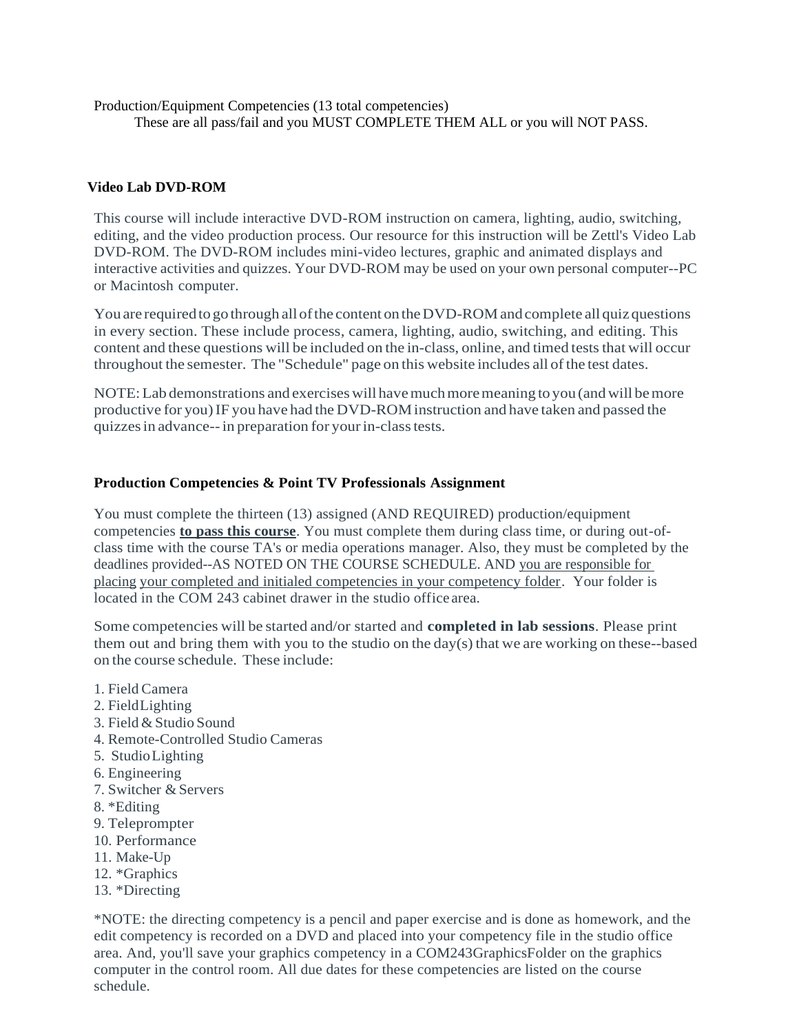Production/Equipment Competencies (13 total competencies)

These are all pass/fail and you MUST COMPLETE THEM ALL or you will NOT PASS.

**Video Lab DVD-ROM**

This course will include interactive DVD-ROM instruction on camera, lighting, audio, switching, editing, and the video production process. Our resource for this instruction will be Zettl's Video Lab DVD-ROM. The DVD-ROM includes mini-video lectures, graphic and animated displays and interactive activities and quizzes. Your DVD-ROM may be used on your own personal computer--PC or Macintosh computer.

You are required to go through all of the content on the DVD-ROM and complete all quiz questions in every section. These include process, camera, lighting, audio, switching, and editing. This content and these questions will be included on the in-class, online, and timed tests that will occur throughout the semester. The "Schedule" page on this website includes all of the test dates.

NOTE: Lab demonstrations and exercises will have much more meaning to you (and will be more productive for you) IF you have had the DVD-ROM instruction and have taken and passed the quizzes in advance-- in preparation for your in-class tests.

**Production Competencies & Point TV Professionals Assignment**

You must complete the thirteen (13) assigned (AND REQUIRED) production/equipment competencies **to pass this course**. You must complete them during class time, or during out-of-class time with the course TA's or media operations manager. Also, they must be completed by the deadlines provided--AS NOTED ON THE COURSE SCHEDULE. AND you are responsible for placing your completed and initialed competencies in your competency folder. Your folder is located in the COM 243 cabinet drawer in the studio office area.

Some competencies will be started and/or started and **completed in lab sessions**. Please print them out and bring them with you to the studio on the day(s) that we are working on these--based on the course schedule. These include:

1. Field Camera
2. Field Lighting
3. Field & Studio Sound
4. Remote-Controlled Studio Cameras
5. Studio Lighting
6. Engineering
7. Switcher & Servers
8. *Editing
9. Teleprompter
10. Performance
11. Make-Up
12. *Graphics
13. *Directing

*NOTE: the directing competency is a pencil and paper exercise and is done as homework, and the edit competency is recorded on a DVD and placed into your competency file in the studio office area. And, you'll save your graphics competency in a COM243GraphicsFolder on the graphics computer in the control room. All due dates for these competencies are listed on the course schedule.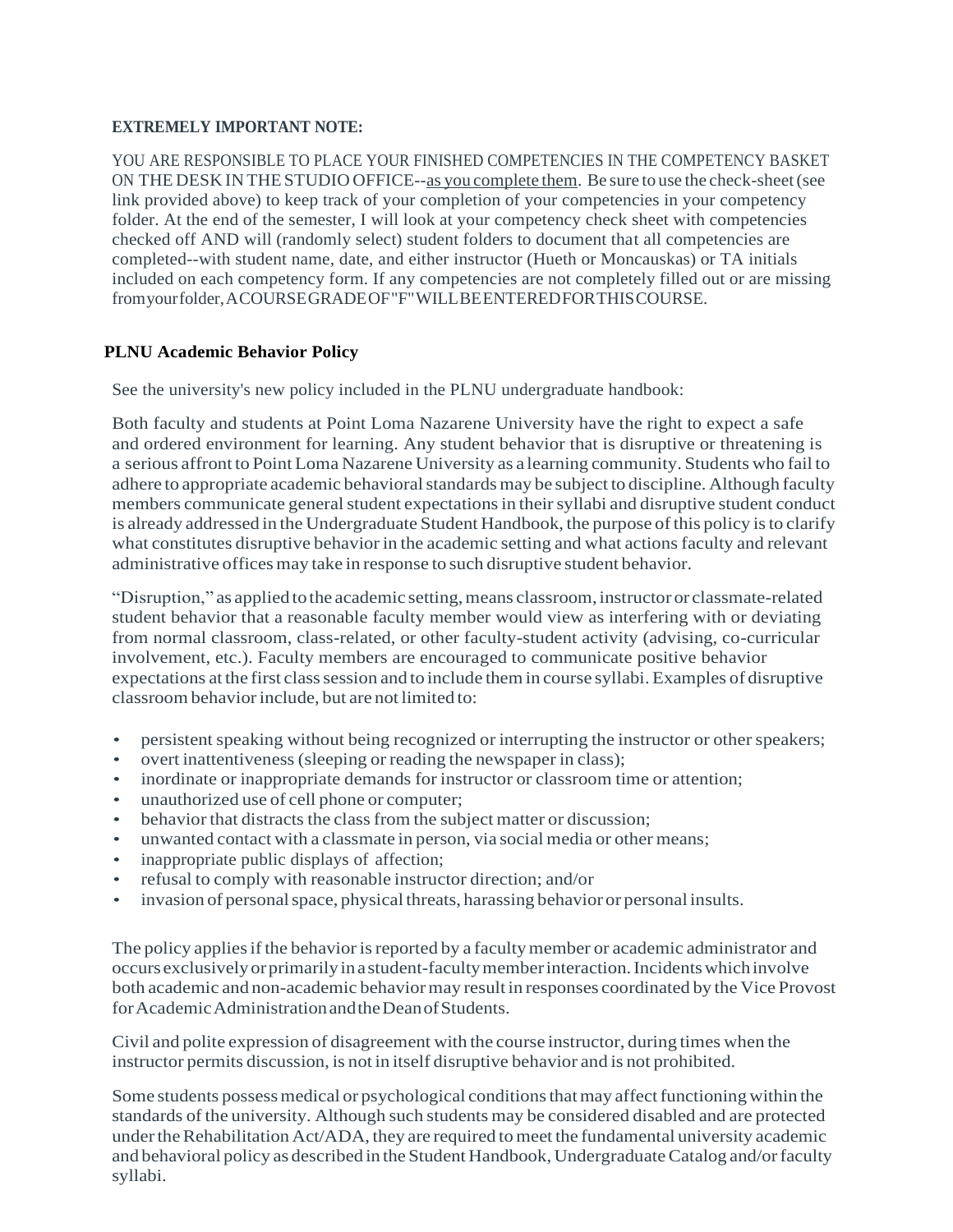**EXTREMELY IMPORTANT NOTE:**

YOU ARE RESPONSIBLE TO PLACE YOUR FINISHED COMPETENCIES IN THE COMPETENCY BASKET ON THE DESK IN THE STUDIO OFFICE--as you complete them. Be sure to use the check-sheet (see link provided above) to keep track of your completion of your competencies in your competency folder. At the end of the semester, I will look at your competency check sheet with competencies checked off AND will (randomly select) student folders to document that all competencies are completed--with student name, date, and either instructor (Hueth or Moncauskas) or TA initials included on each competency form. If any competencies are not completely filled out or are missing from your folder, A COURSE GRADE OF "F" WILL BE ENTERED FOR THIS COURSE.

**PLNU Academic Behavior Policy**

See the university's new policy included in the PLNU undergraduate handbook:

Both faculty and students at Point Loma Nazarene University have the right to expect a safe and ordered environment for learning. Any student behavior that is disruptive or threatening is a serious affront to Point Loma Nazarene University as a learning community. Students who fail to adhere to appropriate academic behavioral standards may be subject to discipline. Although faculty members communicate general student expectations in their syllabi and disruptive student conduct is already addressed in the Undergraduate Student Handbook, the purpose of this policy is to clarify what constitutes disruptive behavior in the academic setting and what actions faculty and relevant administrative offices may take in response to such disruptive student behavior.

"Disruption," as applied to the academic setting, means classroom, instructor or classmate-related student behavior that a reasonable faculty member would view as interfering with or deviating from normal classroom, class-related, or other faculty-student activity (advising, co-curricular involvement, etc.). Faculty members are encouraged to communicate positive behavior expectations at the first class session and to include them in course syllabi. Examples of disruptive classroom behavior include, but are not limited to:

- persistent speaking without being recognized or interrupting the instructor or other speakers;
- overt inattentiveness (sleeping or reading the newspaper in class);
- inordinate or inappropriate demands for instructor or classroom time or attention;
- unauthorized use of cell phone or computer;
- behavior that distracts the class from the subject matter or discussion;
- unwanted contact with a classmate in person, via social media or other means;
- inappropriate public displays of affection;
- refusal to comply with reasonable instructor direction; and/or
- invasion of personal space, physical threats, harassing behavior or personal insults.

The policy applies if the behavior is reported by a faculty member or academic administrator and occurs exclusively or primarily in a student-faculty member interaction. Incidents which involve both academic and non-academic behavior may result in responses coordinated by the Vice Provost for Academic Administration and the Dean of Students.

Civil and polite expression of disagreement with the course instructor, during times when the instructor permits discussion, is not in itself disruptive behavior and is not prohibited.

Some students possess medical or psychological conditions that may affect functioning within the standards of the university. Although such students may be considered disabled and are protected under the Rehabilitation Act/ADA, they are required to meet the fundamental university academic and behavioral policy as described in the Student Handbook, Undergraduate Catalog and/or faculty syllabi.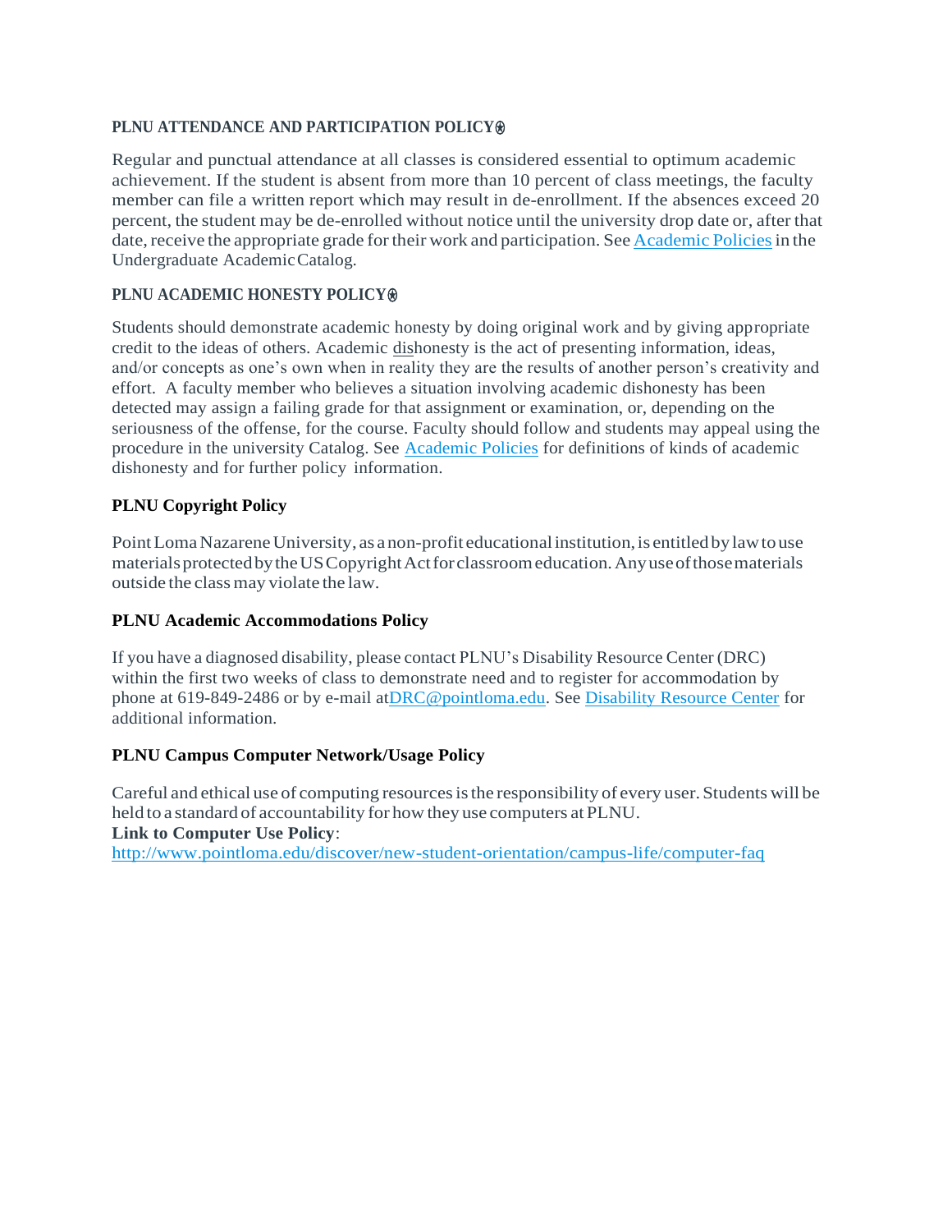**PLNU ATTENDANCE AND PARTICIPATION POLICY⊛**

Regular and punctual attendance at all classes is considered essential to optimum academic achievement. If the student is absent from more than 10 percent of class meetings, the faculty member can file a written report which may result in de-enrollment. If the absences exceed 20 percent, the student may be de-enrolled without notice until the university drop date or, after that date, receive the appropriate grade for their work and participation. See Academic Policies in the Undergraduate Academic Catalog.

**PLNU ACADEMIC HONESTY POLICY⊛**

Students should demonstrate academic honesty by doing original work and by giving appropriate credit to the ideas of others. Academic dishonesty is the act of presenting information, ideas, and/or concepts as one's own when in reality they are the results of another person's creativity and effort. A faculty member who believes a situation involving academic dishonesty has been detected may assign a failing grade for that assignment or examination, or, depending on the seriousness of the offense, for the course. Faculty should follow and students may appeal using the procedure in the university Catalog. See Academic Policies for definitions of kinds of academic dishonesty and for further policy information.

**PLNU Copyright Policy**

Point Loma Nazarene University, as a non-profit educational institution, is entitled by law to use materials protected by the US Copyright Act for classroom education. Any use of those materials outside the class may violate the law.

**PLNU Academic Accommodations Policy**

If you have a diagnosed disability, please contact PLNU's Disability Resource Center (DRC) within the first two weeks of class to demonstrate need and to register for accommodation by phone at 619-849-2486 or by e-mail at DRC@pointloma.edu. See Disability Resource Center for additional information.

**PLNU Campus Computer Network/Usage Policy**

Careful and ethical use of computing resources is the responsibility of every user. Students will be held to a standard of accountability for how they use computers at PLNU.
**Link to Computer Use Policy**:
http://www.pointloma.edu/discover/new-student-orientation/campus-life/computer-faq